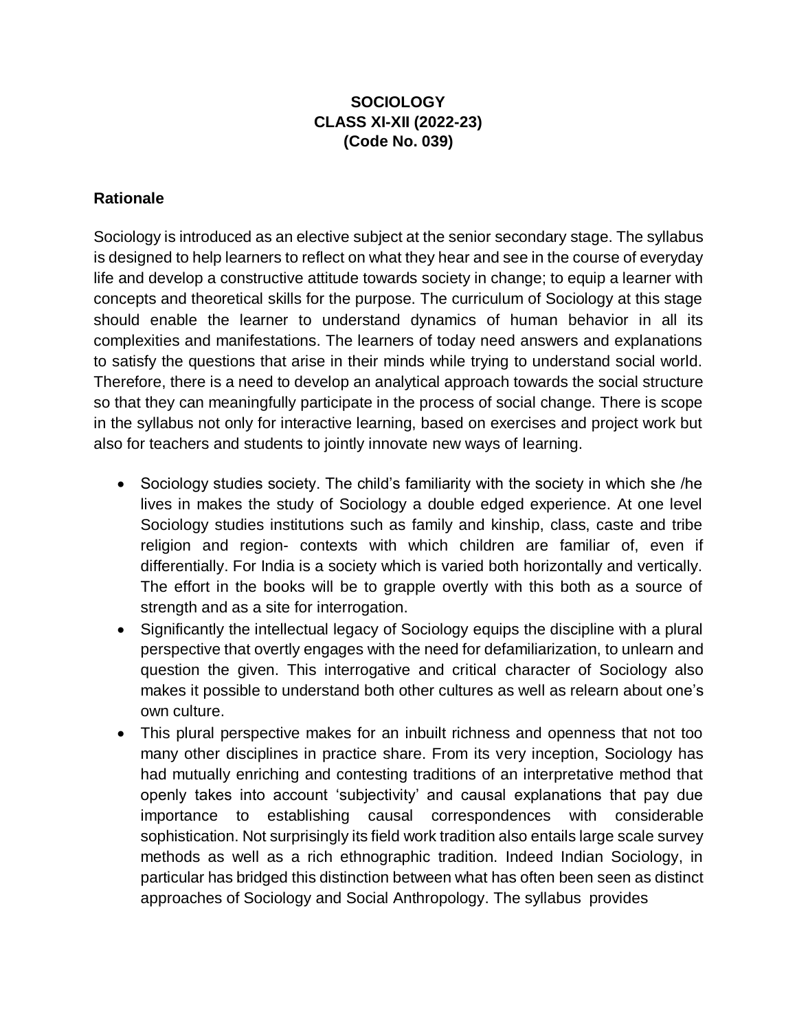# SOCIOLOGY
# CLASS XI-XII (2022-23)
# (Code No. 039)

## Rationale

Sociology is introduced as an elective subject at the senior secondary stage. The syllabus is designed to help learners to reflect on what they hear and see in the course of everyday life and develop a constructive attitude towards society in change; to equip a learner with concepts and theoretical skills for the purpose. The curriculum of Sociology at this stage should enable the learner to understand dynamics of human behavior in all its complexities and manifestations. The learners of today need answers and explanations to satisfy the questions that arise in their minds while trying to understand social world. Therefore, there is a need to develop an analytical approach towards the social structure so that they can meaningfully participate in the process of social change. There is scope in the syllabus not only for interactive learning, based on exercises and project work but also for teachers and students to jointly innovate new ways of learning.

- Sociology studies society. The child's familiarity with the society in which she /he lives in makes the study of Sociology a double edged experience. At one level Sociology studies institutions such as family and kinship, class, caste and tribe religion and region- contexts with which children are familiar of, even if differentially. For India is a society which is varied both horizontally and vertically. The effort in the books will be to grapple overtly with this both as a source of strength and as a site for interrogation.
- Significantly the intellectual legacy of Sociology equips the discipline with a plural perspective that overtly engages with the need for defamiliarization, to unlearn and question the given. This interrogative and critical character of Sociology also makes it possible to understand both other cultures as well as relearn about one's own culture.
- This plural perspective makes for an inbuilt richness and openness that not too many other disciplines in practice share. From its very inception, Sociology has had mutually enriching and contesting traditions of an interpretative method that openly takes into account 'subjectivity' and causal explanations that pay due importance to establishing causal correspondences with considerable sophistication. Not surprisingly its field work tradition also entails large scale survey methods as well as a rich ethnographic tradition. Indeed Indian Sociology, in particular has bridged this distinction between what has often been seen as distinct approaches of Sociology and Social Anthropology. The syllabus provides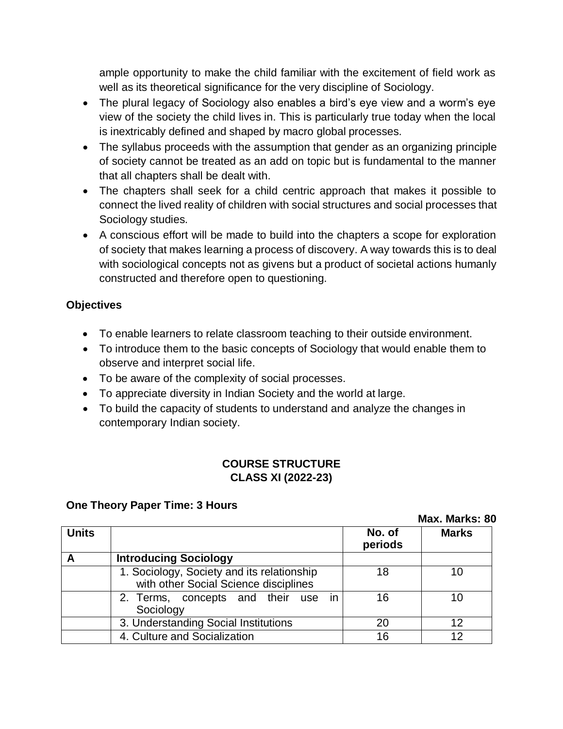ample opportunity to make the child familiar with the excitement of field work as well as its theoretical significance for the very discipline of Sociology.

- The plural legacy of Sociology also enables a bird's eye view and a worm's eye view of the society the child lives in. This is particularly true today when the local is inextricably defined and shaped by macro global processes.
- The syllabus proceeds with the assumption that gender as an organizing principle of society cannot be treated as an add on topic but is fundamental to the manner that all chapters shall be dealt with.
- The chapters shall seek for a child centric approach that makes it possible to connect the lived reality of children with social structures and social processes that Sociology studies.
- A conscious effort will be made to build into the chapters a scope for exploration of society that makes learning a process of discovery. A way towards this is to deal with sociological concepts not as givens but a product of societal actions humanly constructed and therefore open to questioning.

### Objectives

- To enable learners to relate classroom teaching to their outside environment.
- To introduce them to the basic concepts of Sociology that would enable them to observe and interpret social life.
- To be aware of the complexity of social processes.
- To appreciate diversity in Indian Society and the world at large.
- To build the capacity of students to understand and analyze the changes in contemporary Indian society.

## COURSE STRUCTURE
## CLASS XI (2022-23)

**One Theory Paper Time: 3 Hours**

**Max. Marks: 80**

| Units | | No. of periods | Marks |
|---|---|---|---|
| **A** | **Introducing Sociology** | | |
| | 1. Sociology, Society and its relationship with other Social Science disciplines | 18 | 10 |
| | 2. Terms, concepts and their use in Sociology | 16 | 10 |
| | 3. Understanding Social Institutions | 20 | 12 |
| | 4. Culture and Socialization | 16 | 12 |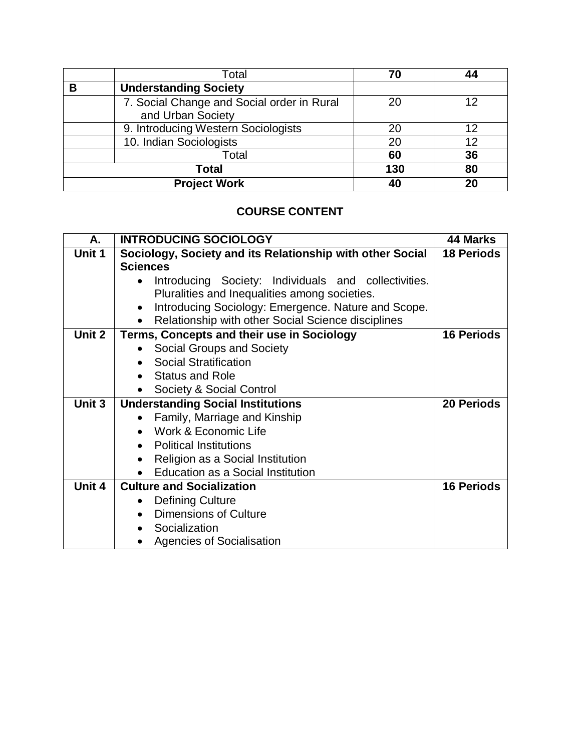| | Total | 70 | 44 |
|---|---|---|---|
| **B** | **Understanding Society** | | |
| | 7. Social Change and Social order in Rural and Urban Society | 20 | 12 |
| | 9. Introducing Western Sociologists | 20 | 12 |
| | 10. Indian Sociologists | 20 | 12 |
| | Total | **60** | **36** |
| **Total** | | **130** | **80** |
| **Project Work** | | **40** | **20** |

## COURSE CONTENT

| A. | INTRODUCING SOCIOLOGY | 44 Marks |
|---|---|---|
| **Unit 1** | **Sociology, Society and its Relationship with other Social Sciences**<br>• Introducing Society: Individuals and collectivities. Pluralities and Inequalities among societies.<br>• Introducing Sociology: Emergence. Nature and Scope.<br>• Relationship with other Social Science disciplines | **18 Periods** |
| **Unit 2** | **Terms, Concepts and their use in Sociology**<br>• Social Groups and Society<br>• Social Stratification<br>• Status and Role<br>• Society & Social Control | **16 Periods** |
| **Unit 3** | **Understanding Social Institutions**<br>• Family, Marriage and Kinship<br>• Work & Economic Life<br>• Political Institutions<br>• Religion as a Social Institution<br>• Education as a Social Institution | **20 Periods** |
| **Unit 4** | **Culture and Socialization**<br>• Defining Culture<br>• Dimensions of Culture<br>• Socialization<br>• Agencies of Socialisation | **16 Periods** |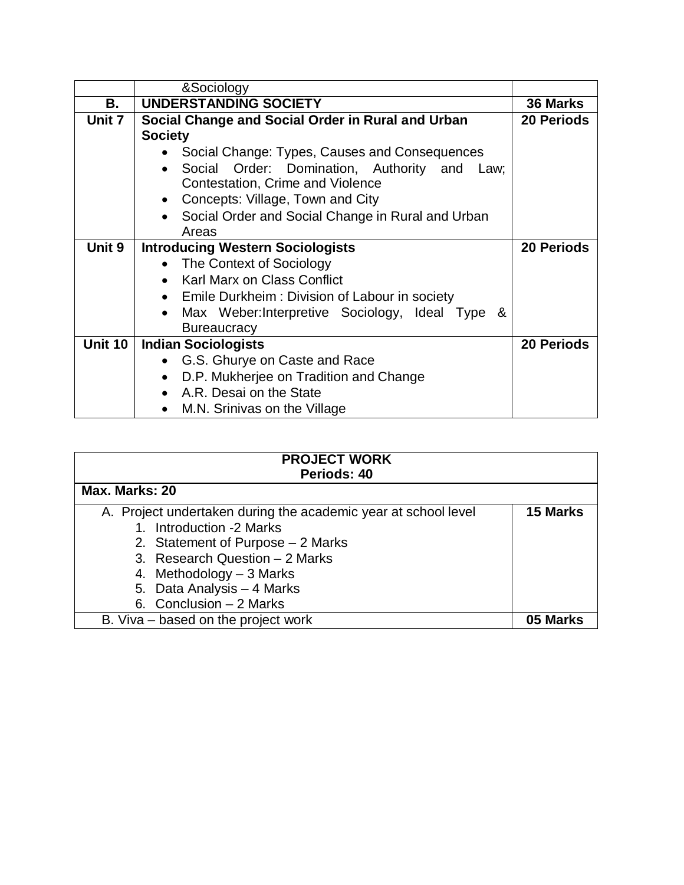|  | &Sociology |  |
|---|---|---|
| **B.** | **UNDERSTANDING SOCIETY** | **36 Marks** |
| **Unit 7** | **Social Change and Social Order in Rural and Urban Society**<br>• Social Change: Types, Causes and Consequences<br>• Social Order: Domination, Authority and Law; Contestation, Crime and Violence<br>• Concepts: Village, Town and City<br>• Social Order and Social Change in Rural and Urban Areas | **20 Periods** |
| **Unit 9** | **Introducing Western Sociologists**<br>• The Context of Sociology<br>• Karl Marx on Class Conflict<br>• Emile Durkheim : Division of Labour in society<br>• Max Weber:Interpretive Sociology, Ideal Type & Bureaucracy | **20 Periods** |
| **Unit 10** | **Indian Sociologists**<br>• G.S. Ghurye on Caste and Race<br>• D.P. Mukherjee on Tradition and Change<br>• A.R. Desai on the State<br>• M.N. Srinivas on the Village | **20 Periods** |

| **PROJECT WORK**<br>**Periods: 40** |  |
|---|---|
| **Max. Marks: 20** |  |
| A. Project undertaken during the academic year at school level<br>1. Introduction -2 Marks<br>2. Statement of Purpose – 2 Marks<br>3. Research Question – 2 Marks<br>4. Methodology – 3 Marks<br>5. Data Analysis – 4 Marks<br>6. Conclusion – 2 Marks | **15 Marks** |
| B. Viva – based on the project work | **05 Marks** |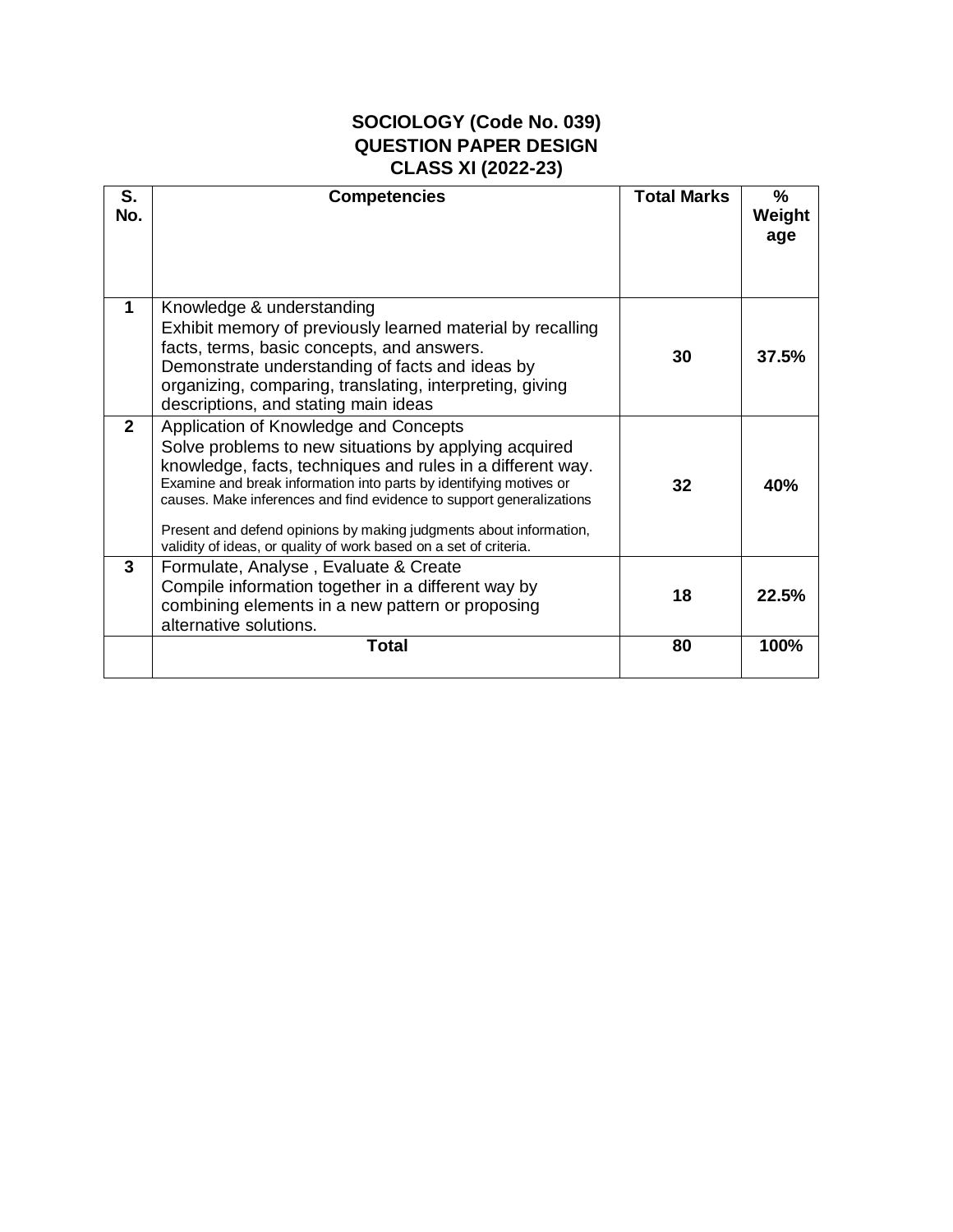**SOCIOLOGY (Code No. 039)**
**QUESTION PAPER DESIGN**
**CLASS XI (2022-23)**

| S. No. | Competencies | Total Marks | % Weight age |
|---|---|---|---|
| 1 | Knowledge & understanding<br>Exhibit memory of previously learned material by recalling facts, terms, basic concepts, and answers.<br>Demonstrate understanding of facts and ideas by organizing, comparing, translating, interpreting, giving descriptions, and stating main ideas | 30 | 37.5% |
| 2 | Application of Knowledge and Concepts<br>Solve problems to new situations by applying acquired knowledge, facts, techniques and rules in a different way.<br>Examine and break information into parts by identifying motives or causes. Make inferences and find evidence to support generalizations<br><br>Present and defend opinions by making judgments about information, validity of ideas, or quality of work based on a set of criteria. | 32 | 40% |
| 3 | Formulate, Analyse , Evaluate & Create<br>Compile information together in a different way by combining elements in a new pattern or proposing alternative solutions. | 18 | 22.5% |
| | **Total** | **80** | **100%** |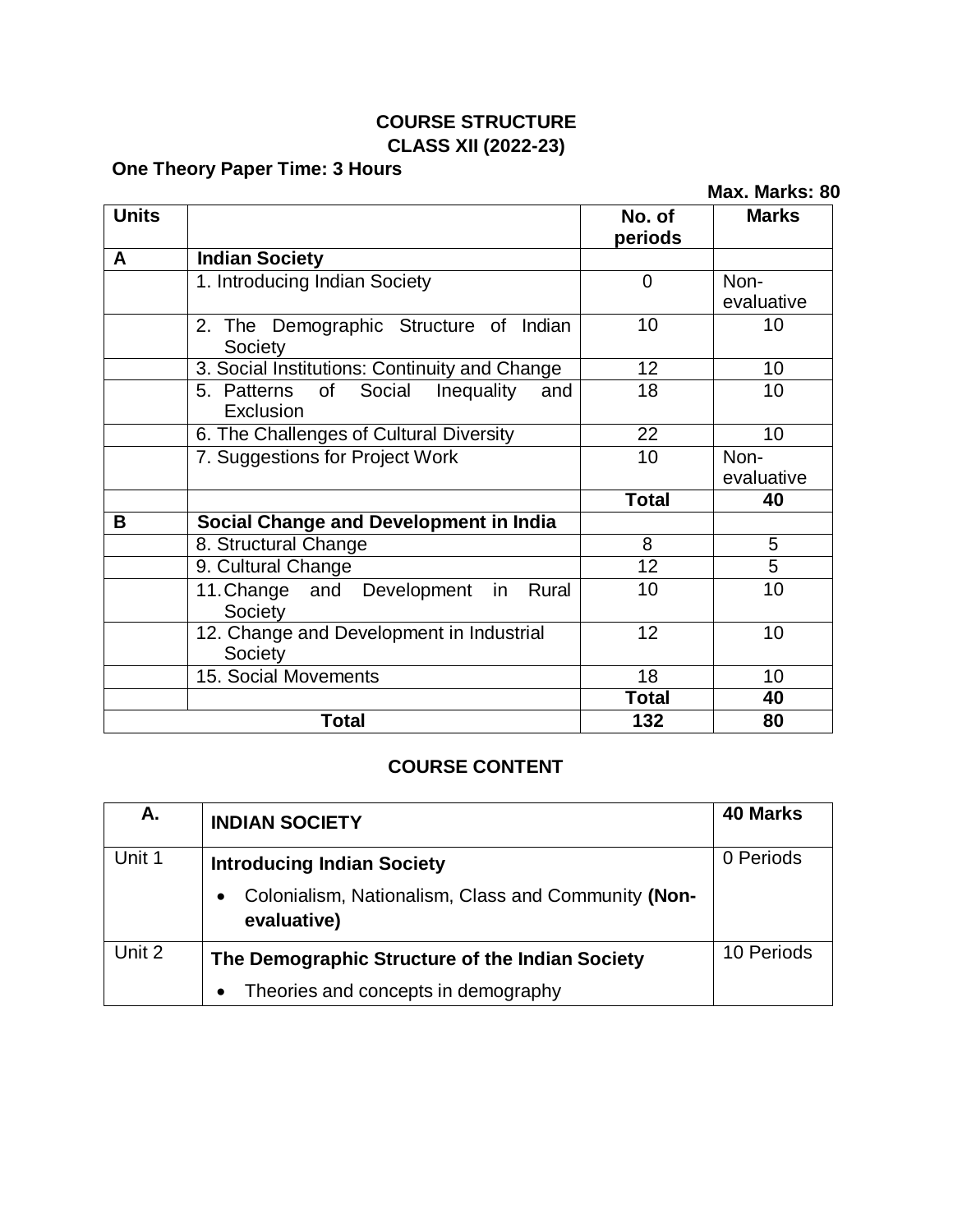**COURSE STRUCTURE**

**CLASS XII (2022-23)**

**One Theory Paper Time: 3 Hours**

**Max. Marks: 80**

| **Units** | | **No. of periods** | **Marks** |
|---|---|---|---|
| **A** | **Indian Society** | | |
| | 1. Introducing Indian Society | 0 | Non-evaluative |
| | 2. The Demographic Structure of Indian Society | 10 | 10 |
| | 3. Social Institutions: Continuity and Change | 12 | 10 |
| | 5. Patterns of Social Inequality and Exclusion | 18 | 10 |
| | 6. The Challenges of Cultural Diversity | 22 | 10 |
| | 7. Suggestions for Project Work | 10 | Non-evaluative |
| | | **Total** | **40** |
| **B** | **Social Change and Development in India** | | |
| | 8. Structural Change | 8 | 5 |
| | 9. Cultural Change | 12 | 5 |
| | 11. Change and Development in Rural Society | 10 | 10 |
| | 12. Change and Development in Industrial Society | 12 | 10 |
| | 15. Social Movements | 18 | 10 |
| | | **Total** | **40** |
| **Total** | | **132** | **80** |

**COURSE CONTENT**

| **A.** | **INDIAN SOCIETY** | **40 Marks** |
|---|---|---|
| Unit 1 | **Introducing Indian Society**<br>• Colonialism, Nationalism, Class and Community **(Non-evaluative)** | 0 Periods |
| Unit 2 | **The Demographic Structure of the Indian Society**<br>• Theories and concepts in demography | 10 Periods |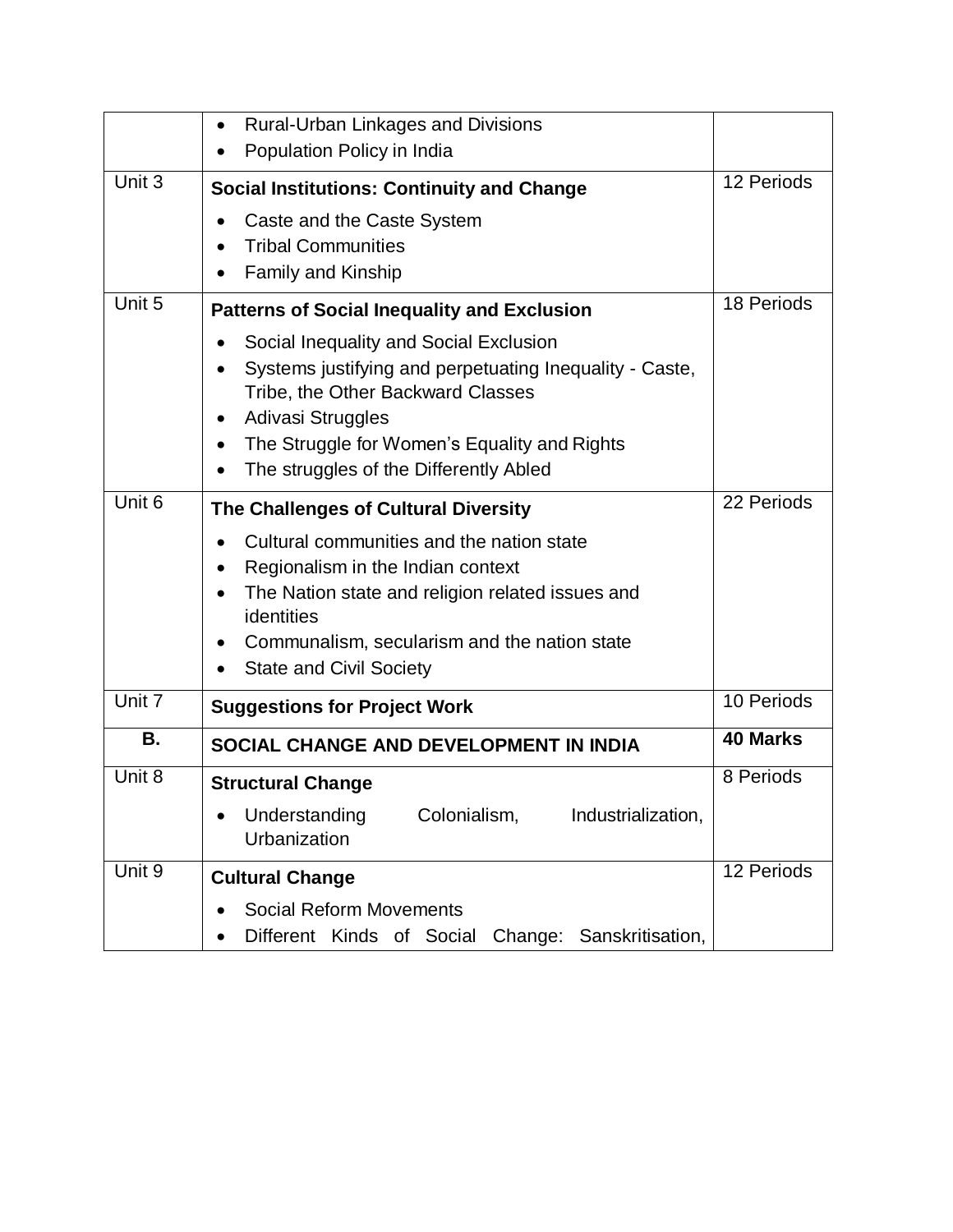| | | |
|---|---|---|
| | • Rural-Urban Linkages and Divisions<br>• Population Policy in India | |
| Unit 3 | **Social Institutions: Continuity and Change**<br>• Caste and the Caste System<br>• Tribal Communities<br>• Family and Kinship | 12 Periods |
| Unit 5 | **Patterns of Social Inequality and Exclusion**<br>• Social Inequality and Social Exclusion<br>• Systems justifying and perpetuating Inequality - Caste, Tribe, the Other Backward Classes<br>• Adivasi Struggles<br>• The Struggle for Women's Equality and Rights<br>• The struggles of the Differently Abled | 18 Periods |
| Unit 6 | **The Challenges of Cultural Diversity**<br>• Cultural communities and the nation state<br>• Regionalism in the Indian context<br>• The Nation state and religion related issues and identities<br>• Communalism, secularism and the nation state<br>• State and Civil Society | 22 Periods |
| Unit 7 | **Suggestions for Project Work** | 10 Periods |
| **B.** | **SOCIAL CHANGE AND DEVELOPMENT IN INDIA** | **40 Marks** |
| Unit 8 | **Structural Change**<br>• Understanding Colonialism, Industrialization, Urbanization | 8 Periods |
| Unit 9 | **Cultural Change**<br>• Social Reform Movements<br>• Different Kinds of Social Change: Sanskritisation, | 12 Periods |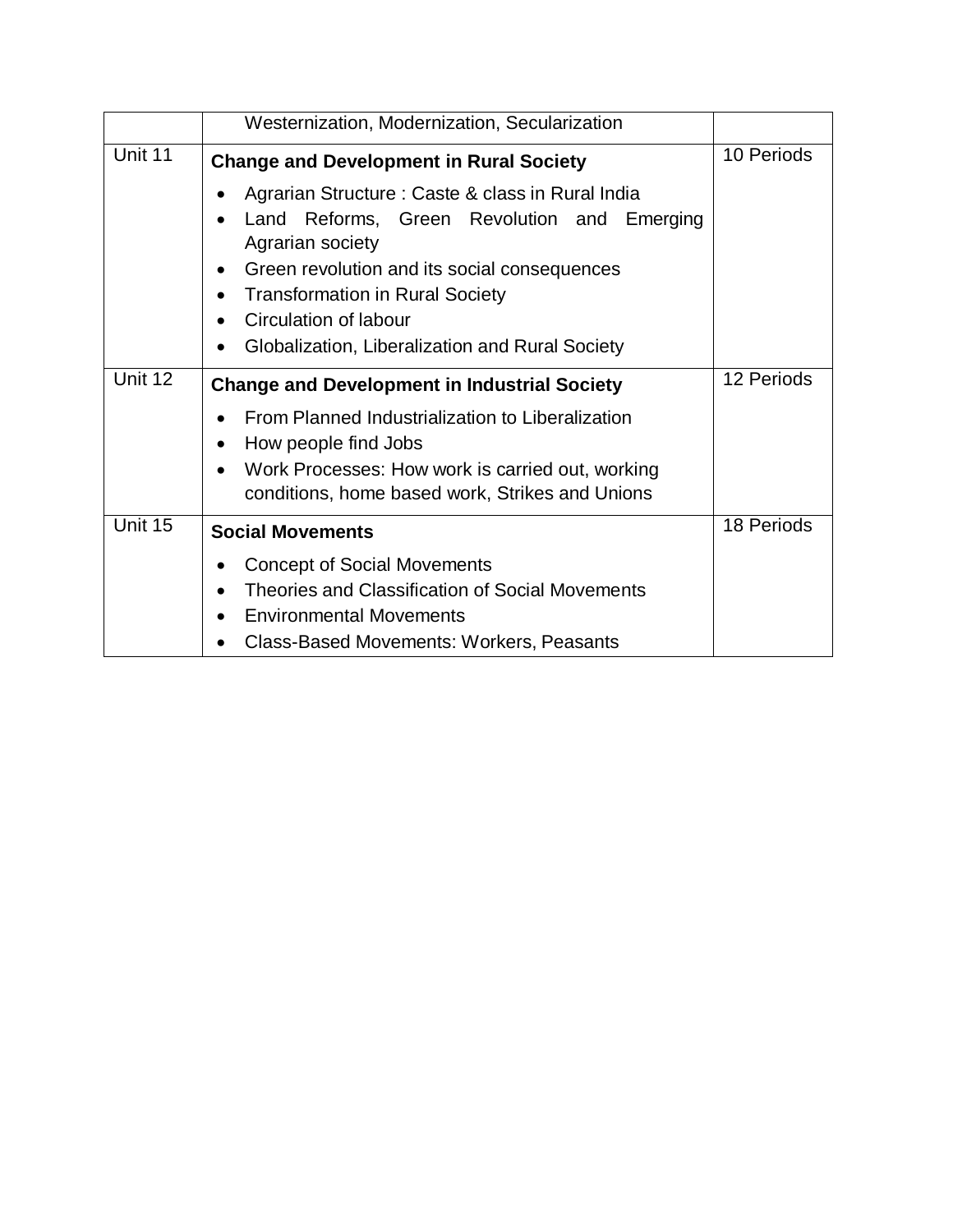| | | |
|---|---|---|
| | Westernization, Modernization, Secularization | |
| Unit 11 | **Change and Development in Rural Society**<br>• Agrarian Structure : Caste & class in Rural India<br>• Land Reforms, Green Revolution and Emerging Agrarian society<br>• Green revolution and its social consequences<br>• Transformation in Rural Society<br>• Circulation of labour<br>• Globalization, Liberalization and Rural Society | 10 Periods |
| Unit 12 | **Change and Development in Industrial Society**<br>• From Planned Industrialization to Liberalization<br>• How people find Jobs<br>• Work Processes: How work is carried out, working conditions, home based work, Strikes and Unions | 12 Periods |
| Unit 15 | **Social Movements**<br>• Concept of Social Movements<br>• Theories and Classification of Social Movements<br>• Environmental Movements<br>• Class-Based Movements: Workers, Peasants | 18 Periods |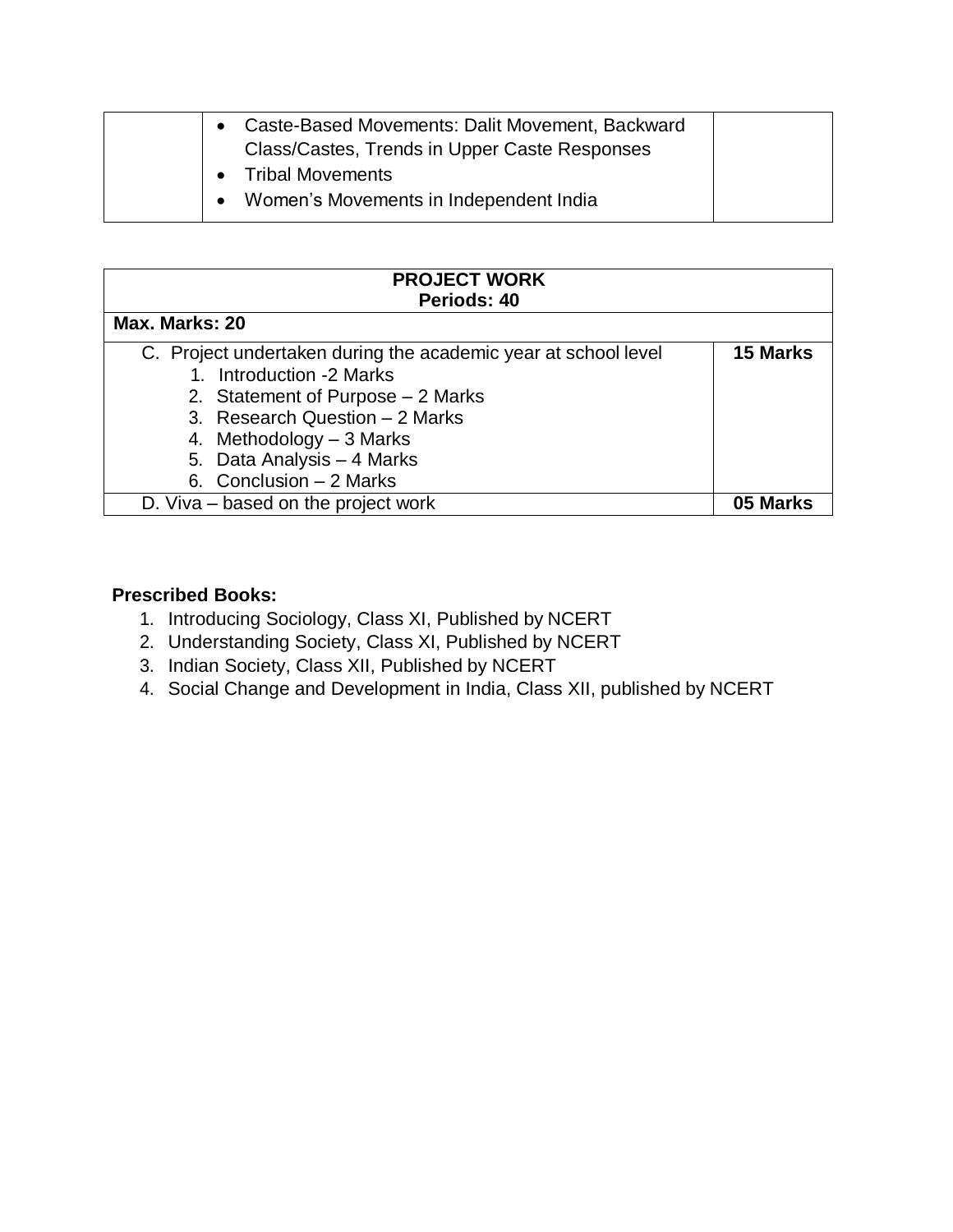| | • Caste-Based Movements: Dalit Movement, Backward Class/Castes, Trends in Upper Caste Responses<br>• Tribal Movements<br>• Women's Movements in Independent India | |
|---|---|---|

| **PROJECT WORK**<br>**Periods: 40** | |
|---|---|
| **Max. Marks: 20** | |
| C. Project undertaken during the academic year at school level<br>1. Introduction -2 Marks<br>2. Statement of Purpose – 2 Marks<br>3. Research Question – 2 Marks<br>4. Methodology – 3 Marks<br>5. Data Analysis – 4 Marks<br>6. Conclusion – 2 Marks | **15 Marks** |
| D. Viva – based on the project work | **05 Marks** |

**Prescribed Books:**

1. Introducing Sociology, Class XI, Published by NCERT
2. Understanding Society, Class XI, Published by NCERT
3. Indian Society, Class XII, Published by NCERT
4. Social Change and Development in India, Class XII, published by NCERT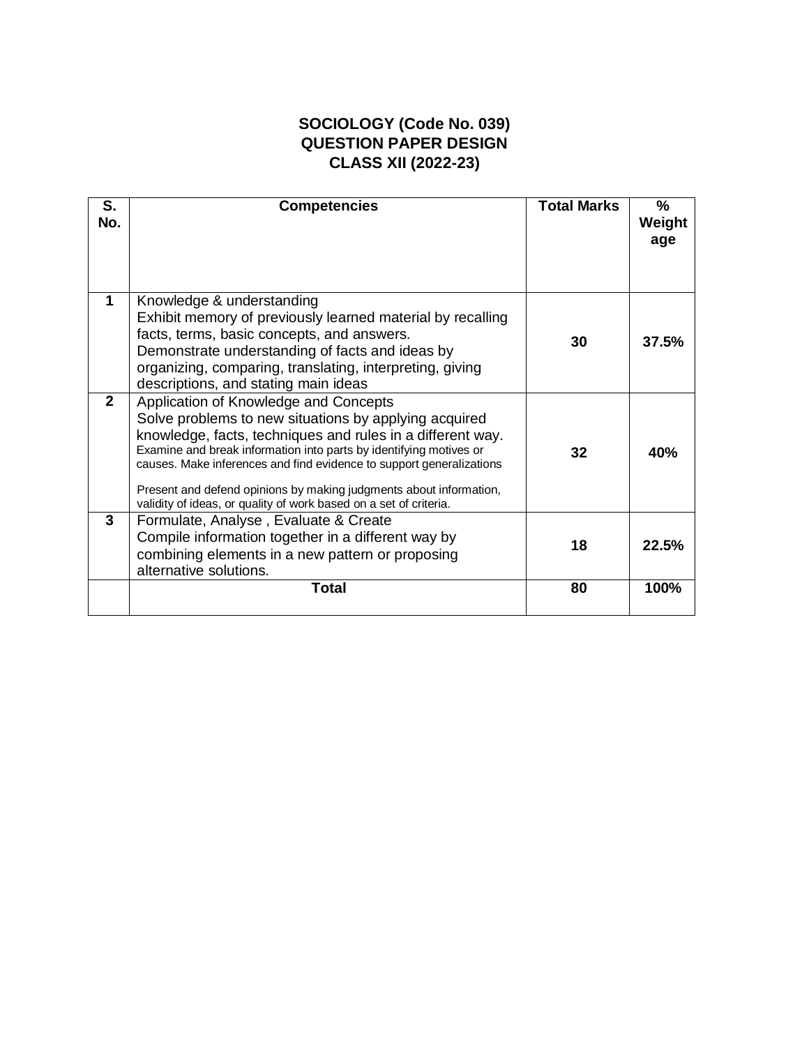## SOCIOLOGY (Code No. 039)
## QUESTION PAPER DESIGN
## CLASS XII (2022-23)

| S. No. | Competencies | Total Marks | % Weight age |
|---|---|---|---|
| 1 | Knowledge & understanding<br>Exhibit memory of previously learned material by recalling facts, terms, basic concepts, and answers.<br>Demonstrate understanding of facts and ideas by organizing, comparing, translating, interpreting, giving descriptions, and stating main ideas | 30 | 37.5% |
| 2 | Application of Knowledge and Concepts<br>Solve problems to new situations by applying acquired knowledge, facts, techniques and rules in a different way.<br>Examine and break information into parts by identifying motives or causes. Make inferences and find evidence to support generalizations<br>Present and defend opinions by making judgments about information, validity of ideas, or quality of work based on a set of criteria. | 32 | 40% |
| 3 | Formulate, Analyse , Evaluate & Create<br>Compile information together in a different way by combining elements in a new pattern or proposing alternative solutions. | 18 | 22.5% |
| | **Total** | **80** | **100%** |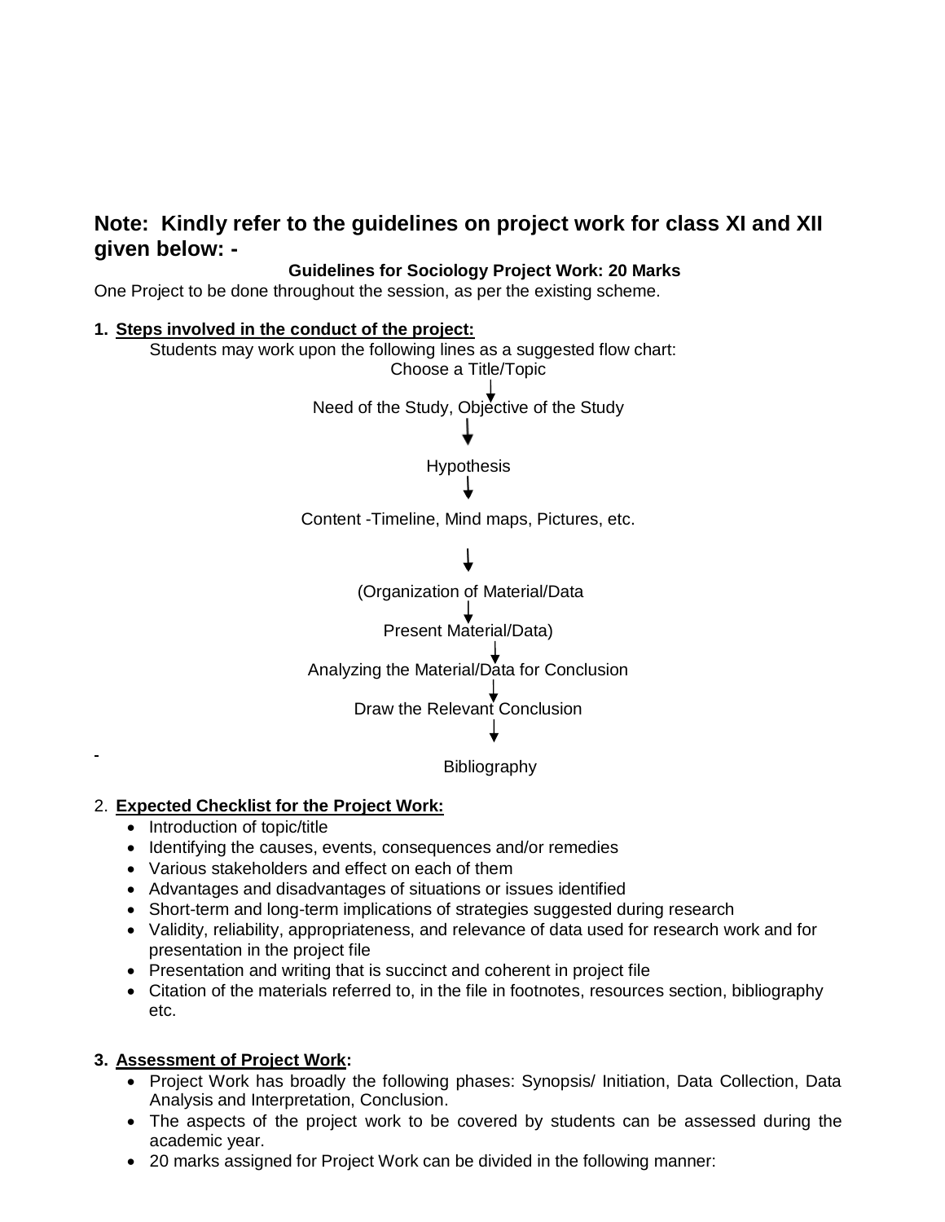**Note: Kindly refer to the guidelines on project work for class XI and XII given below: -**

**Guidelines for Sociology Project Work: 20 Marks**

One Project to be done throughout the session, as per the existing scheme.

**1. Steps involved in the conduct of the project:**

Students may work upon the following lines as a suggested flow chart:

Choose a Title/Topic
↓
Need of the Study, Objective of the Study
↓
Hypothesis
↓
Content -Timeline, Mind maps, Pictures, etc.
↓
(Organization of Material/Data
↓
Present Material/Data)
↓
Analyzing the Material/Data for Conclusion
↓
Draw the Relevant Conclusion
↓
Bibliography

2. **Expected Checklist for the Project Work:**
- Introduction of topic/title
- Identifying the causes, events, consequences and/or remedies
- Various stakeholders and effect on each of them
- Advantages and disadvantages of situations or issues identified
- Short-term and long-term implications of strategies suggested during research
- Validity, reliability, appropriateness, and relevance of data used for research work and for presentation in the project file
- Presentation and writing that is succinct and coherent in project file
- Citation of the materials referred to, in the file in footnotes, resources section, bibliography etc.

**3. Assessment of Project Work:**
- Project Work has broadly the following phases: Synopsis/ Initiation, Data Collection, Data Analysis and Interpretation, Conclusion.
- The aspects of the project work to be covered by students can be assessed during the academic year.
- 20 marks assigned for Project Work can be divided in the following manner: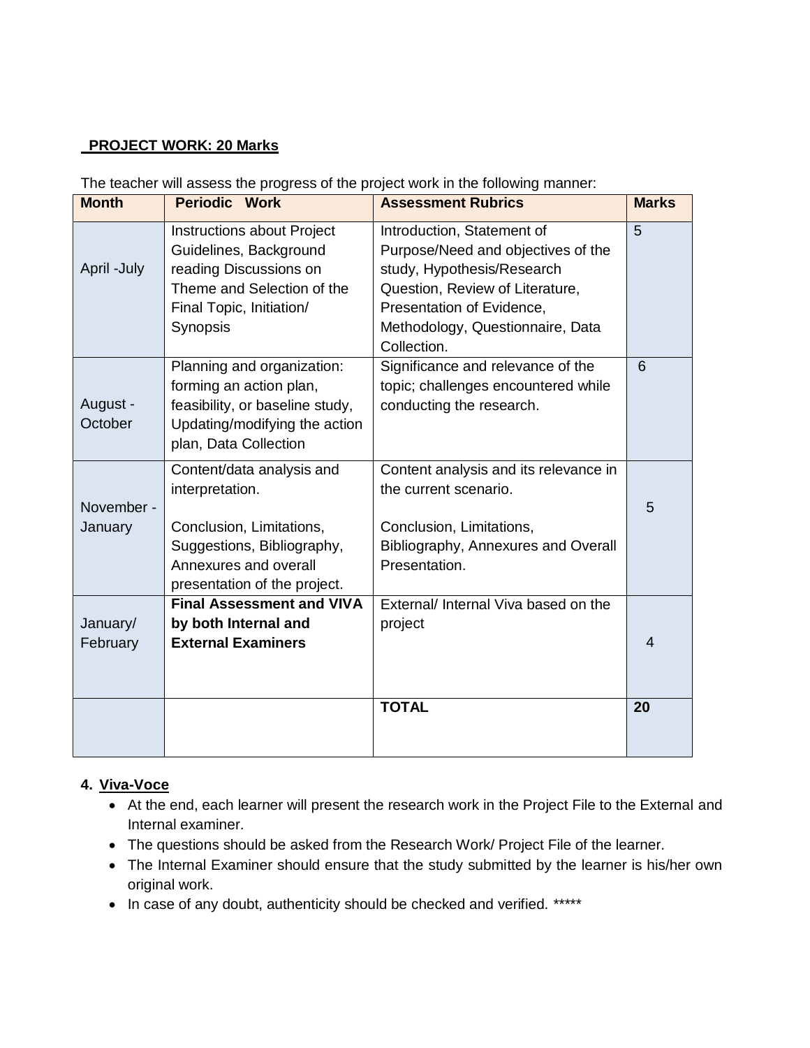**PROJECT WORK: 20 Marks**

The teacher will assess the progress of the project work in the following manner:

| Month | Periodic Work | Assessment Rubrics | Marks |
|---|---|---|---|
| April -July | Instructions about Project Guidelines, Background reading Discussions on Theme and Selection of the Final Topic, Initiation/ Synopsis | Introduction, Statement of Purpose/Need and objectives of the study, Hypothesis/Research Question, Review of Literature, Presentation of Evidence, Methodology, Questionnaire, Data Collection. | 5 |
| August - October | Planning and organization: forming an action plan, feasibility, or baseline study, Updating/modifying the action plan, Data Collection | Significance and relevance of the topic; challenges encountered while conducting the research. | 6 |
| November - January | Content/data analysis and interpretation. Conclusion, Limitations, Suggestions, Bibliography, Annexures and overall presentation of the project. | Content analysis and its relevance in the current scenario. Conclusion, Limitations, Bibliography, Annexures and Overall Presentation. | 5 |
| January/ February | **Final Assessment and VIVA by both Internal and External Examiners** | External/ Internal Viva based on the project | 4 |
| | | **TOTAL** | **20** |

**4. Viva-Voce**

- At the end, each learner will present the research work in the Project File to the External and Internal examiner.
- The questions should be asked from the Research Work/ Project File of the learner.
- The Internal Examiner should ensure that the study submitted by the learner is his/her own original work.
- In case of any doubt, authenticity should be checked and verified. *****